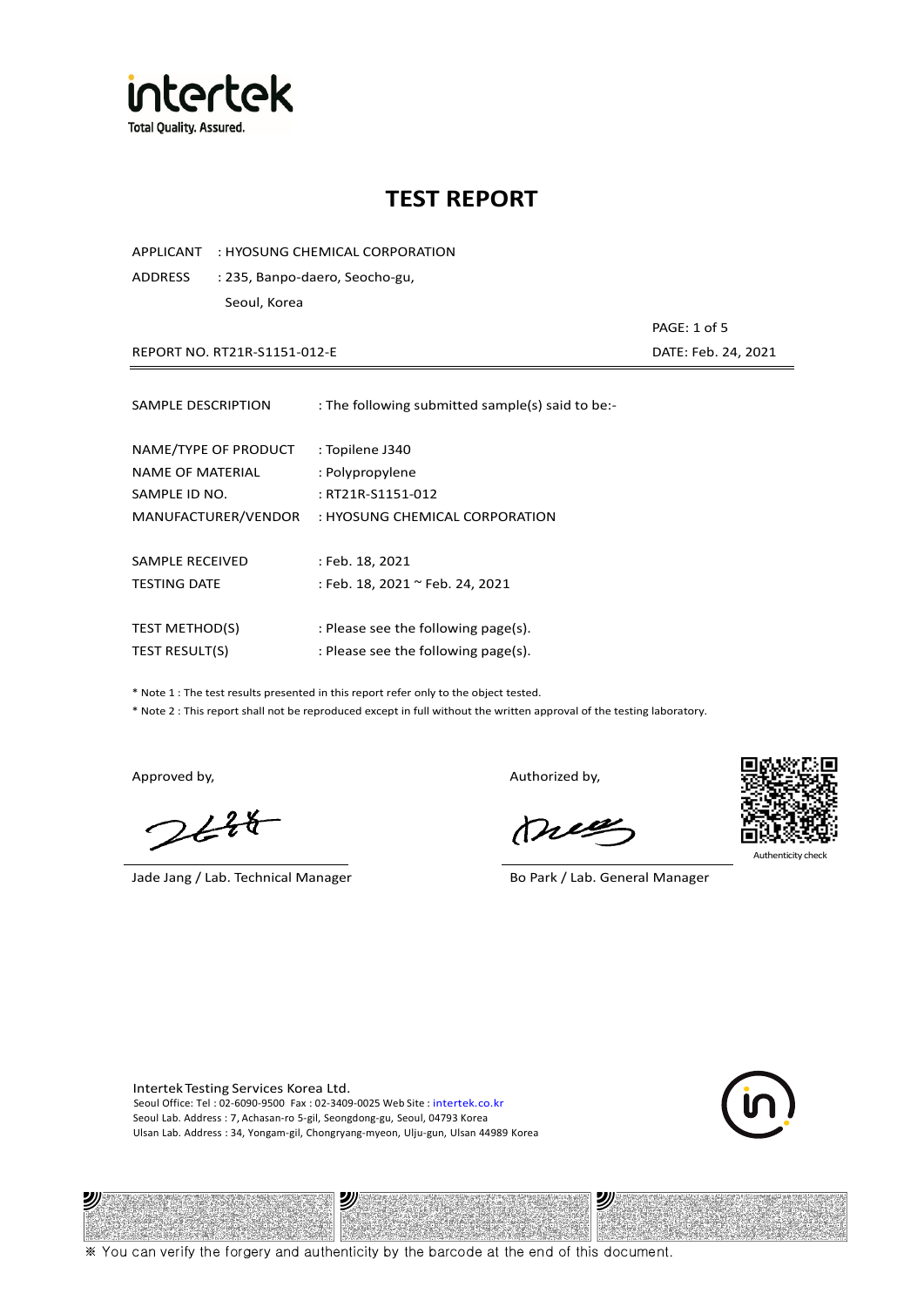intertek
Total Quality. Assured.

# TEST REPORT

APPLICANT : HYOSUNG CHEMICAL CORPORATION

ADDRESS : 235, Banpo-daero, Seocho-gu, Seoul, Korea

REPORT NO. RT21R-S1151-012-E

DATE: Feb. 24, 2021

| | |
|---|---|
| SAMPLE DESCRIPTION | : The following submitted sample(s) said to be:- |
| NAME/TYPE OF PRODUCT | : Topilene J340 |
| NAME OF MATERIAL | : Polypropylene |
| SAMPLE ID NO. | : RT21R-S1151-012 |
| MANUFACTURER/VENDOR | : HYOSUNG CHEMICAL CORPORATION |
| SAMPLE RECEIVED | : Feb. 18, 2021 |
| TESTING DATE | : Feb. 18, 2021 ~ Feb. 24, 2021 |
| TEST METHOD(S) | : Please see the following page(s). |
| TEST RESULT(S) | : Please see the following page(s). |

* Note 1 : The test results presented in this report refer only to the object tested.
* Note 2 : This report shall not be reproduced except in full without the written approval of the testing laboratory.

Approved by,

Jade Jang / Lab. Technical Manager

Authorized by,

Bo Park / Lab. General Manager

Authenticity check

Intertek Testing Services Korea Ltd.
Seoul Office: Tel : 02-6090-9500 Fax : 02-3409-0025 Web Site : intertek.co.kr
Seoul Lab. Address : 7, Achasan-ro 5-gil, Seongdong-gu, Seoul, 04793 Korea
Ulsan Lab. Address : 34, Yongam-gil, Chongryang-myeon, Ulju-gun, Ulsan 44989 Korea

※ You can verify the forgery and authenticity by the barcode at the end of this document.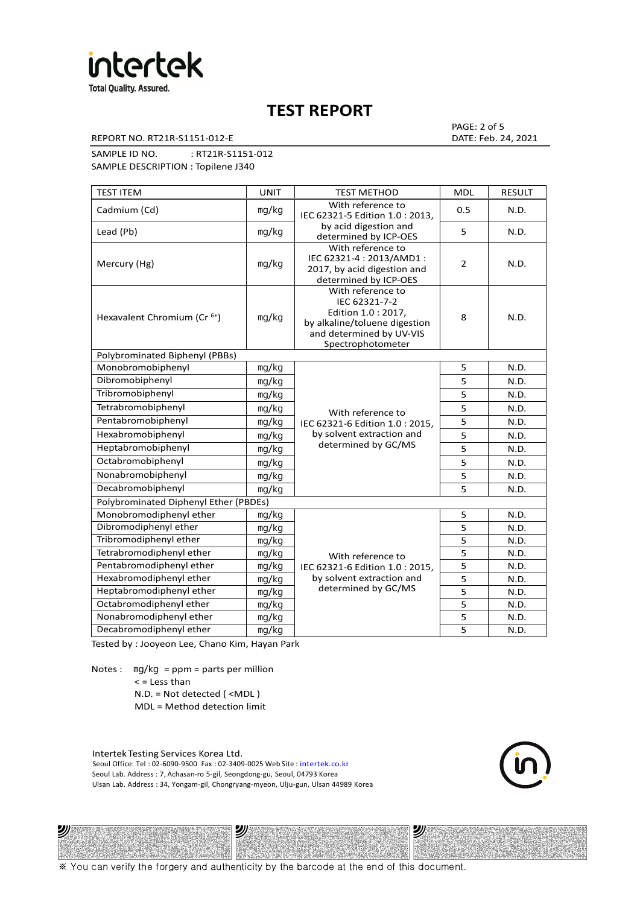# TEST REPORT

REPORT NO. RT21R-S1151-012-E

PAGE: 2 of 5
DATE: Feb. 24, 2021

SAMPLE ID NO. : RT21R-S1151-012
SAMPLE DESCRIPTION : Topilene J340

| TEST ITEM | UNIT | TEST METHOD | MDL | RESULT |
|---|---|---|---|---|
| Cadmium (Cd) | mg/kg | With reference to IEC 62321-5 Edition 1.0 : 2013, by acid digestion and determined by ICP-OES | 0.5 | N.D. |
| Lead (Pb) | mg/kg | | 5 | N.D. |
| Mercury (Hg) | mg/kg | With reference to IEC 62321-4 : 2013/AMD1 : 2017, by acid digestion and determined by ICP-OES | 2 | N.D. |
| Hexavalent Chromium ($Cr^{6+}$) | mg/kg | With reference to IEC 62321-7-2 Edition 1.0 : 2017, by alkaline/toluene digestion and determined by UV-VIS Spectrophotometer | 8 | N.D. |
| Polybrominated Biphenyl (PBBs) | | | | |
| Monobromobiphenyl | mg/kg | With reference to IEC 62321-6 Edition 1.0 : 2015, by solvent extraction and determined by GC/MS | 5 | N.D. |
| Dibromobiphenyl | mg/kg | | 5 | N.D. |
| Tribromobiphenyl | mg/kg | | 5 | N.D. |
| Tetrabromobiphenyl | mg/kg | | 5 | N.D. |
| Pentabromobiphenyl | mg/kg | | 5 | N.D. |
| Hexabromobiphenyl | mg/kg | | 5 | N.D. |
| Heptabromobiphenyl | mg/kg | | 5 | N.D. |
| Octabromobiphenyl | mg/kg | | 5 | N.D. |
| Nonabromobiphenyl | mg/kg | | 5 | N.D. |
| Decabromobiphenyl | mg/kg | | 5 | N.D. |
| Polybrominated Diphenyl Ether (PBDEs) | | | | |
| Monobromodiphenyl ether | mg/kg | With reference to IEC 62321-6 Edition 1.0 : 2015, by solvent extraction and determined by GC/MS | 5 | N.D. |
| Dibromodiphenyl ether | mg/kg | | 5 | N.D. |
| Tribromodiphenyl ether | mg/kg | | 5 | N.D. |
| Tetrabromodiphenyl ether | mg/kg | | 5 | N.D. |
| Pentabromodiphenyl ether | mg/kg | | 5 | N.D. |
| Hexabromodiphenyl ether | mg/kg | | 5 | N.D. |
| Heptabromodiphenyl ether | mg/kg | | 5 | N.D. |
| Octabromodiphenyl ether | mg/kg | | 5 | N.D. |
| Nonabromodiphenyl ether | mg/kg | | 5 | N.D. |
| Decabromodiphenyl ether | mg/kg | | 5 | N.D. |

Tested by : Jooyeon Lee, Chano Kim, Hayan Park

Notes : mg/kg = ppm = parts per million
< = Less than
N.D. = Not detected ( <MDL )
MDL = Method detection limit

Intertek Testing Services Korea Ltd.
Seoul Office: Tel : 02-6090-9500 Fax : 02-3409-0025 Web Site : intertek.co.kr
Seoul Lab. Address : 7, Achasan-ro 5-gil, Seongdong-gu, Seoul, 04793 Korea
Ulsan Lab. Address : 34, Yongam-gil, Chongryang-myeon, Ulju-gun, Ulsan 44989 Korea

※ You can verify the forgery and authenticity by the barcode at the end of this document.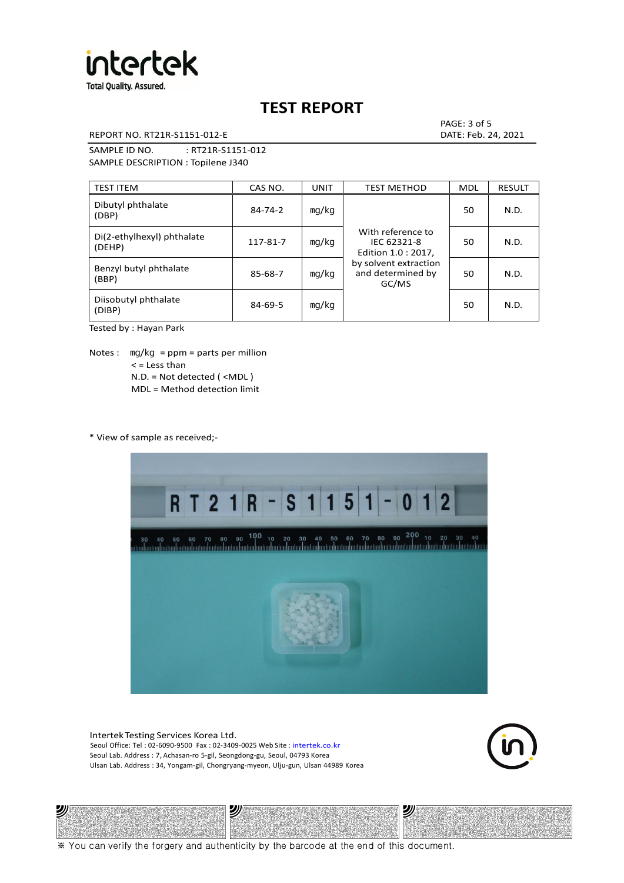# TEST REPORT

REPORT NO. RT21R-S1151-012-E

DATE: Feb. 24, 2021

SAMPLE ID NO. : RT21R-S1151-012

SAMPLE DESCRIPTION : Topilene J340

| TEST ITEM | CAS NO. | UNIT | TEST METHOD | MDL | RESULT |
|---|---|---|---|---|---|
| Dibutyl phthalate (DBP) | 84-74-2 | mg/kg | With reference to IEC 62321-8 Edition 1.0 : 2017, by solvent extraction and determined by GC/MS | 50 | N.D. |
| Di(2-ethylhexyl) phthalate (DEHP) | 117-81-7 | mg/kg | | 50 | N.D. |
| Benzyl butyl phthalate (BBP) | 85-68-7 | mg/kg | | 50 | N.D. |
| Diisobutyl phthalate (DIBP) | 84-69-5 | mg/kg | | 50 | N.D. |

Tested by : Hayan Park

Notes : mg/kg = ppm = parts per million
< = Less than
N.D. = Not detected ( <MDL )
MDL = Method detection limit

* View of sample as received;-

Intertek Testing Services Korea Ltd.
Seoul Office: Tel : 02-6090-9500 Fax : 02-3409-0025 Web Site : intertek.co.kr
Seoul Lab. Address : 7, Achasan-ro 5-gil, Seongdong-gu, Seoul, 04793 Korea
Ulsan Lab. Address : 34, Yongam-gil, Chongryang-myeon, Ulju-gun, Ulsan 44989 Korea

※ You can verify the forgery and authenticity by the barcode at the end of this document.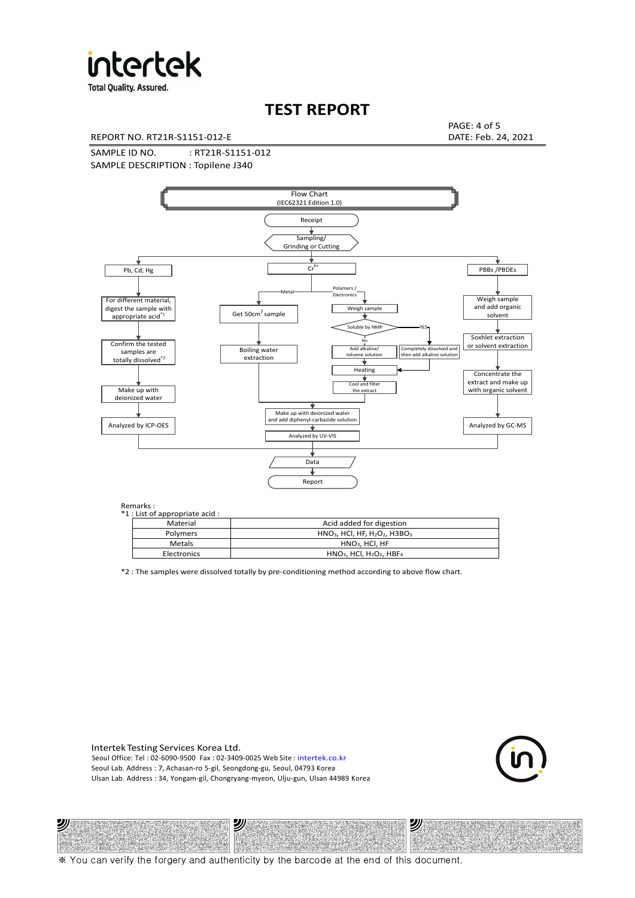# TEST REPORT

REPORT NO. RT21R-S1151-012-E

DATE: Feb. 24, 2021

SAMPLE ID NO. : RT21R-S1151-012

SAMPLE DESCRIPTION : Topilene J340

Flow Chart
(IEC62321 Edition 1.0)

Receipt → Sampling/ Grinding or Cutting

- Pb, Cd, Hg → For different material, digest the sample with appropriate acid*1 → Confirm the tested samples are totally dissolved*2 → Make up with deionized water → Analyzed by ICP-OES
- $Cr^{6+}$
  - Metal → Get 50cm$^2$ sample → Boiling water extraction → Make up with deionized water and add diphenyl-carbazide solution → Analyzed by UV-VIS
  - Polymers / Electronics → Weigh sample → Soluble by NMP
    - No → Add alkaline/ toluene solution → Heating → Cool and filter the extract → Make up with deionized water and add diphenyl-carbazide solution → Analyzed by UV-VIS
    - YES → Completely dissolved and then add alkaline solution → Heating
- PBBs /PBDEs → Weigh sample and add organic solvent → Soxhlet extraction or solvent extraction → Concentrate the extract and make up with organic solvent → Analyzed by GC-MS

→ Data → Report

Remarks :

*1 : List of appropriate acid :

| Material | Acid added for digestion |
| --- | --- |
| Polymers | $HNO_3$, HCl, HF, $H_2O_2$, $H3BO_3$ |
| Metals | $HNO_3$, HCl, HF |
| Electronics | $HNO_3$, HCl, $H_2O_2$, $HBF_4$ |

*2 : The samples were dissolved totally by pre-conditioning method according to above flow chart.

Intertek Testing Services Korea Ltd.
Seoul Office: Tel : 02-6090-9500 Fax : 02-3409-0025 Web Site : intertek.co.kr
Seoul Lab. Address : 7, Achasan-ro 5-gil, Seongdong-gu, Seoul, 04793 Korea
Ulsan Lab. Address : 34, Yongam-gil, Chongryang-myeon, Ulju-gun, Ulsan 44989 Korea

※ You can verify the forgery and authenticity by the barcode at the end of this document.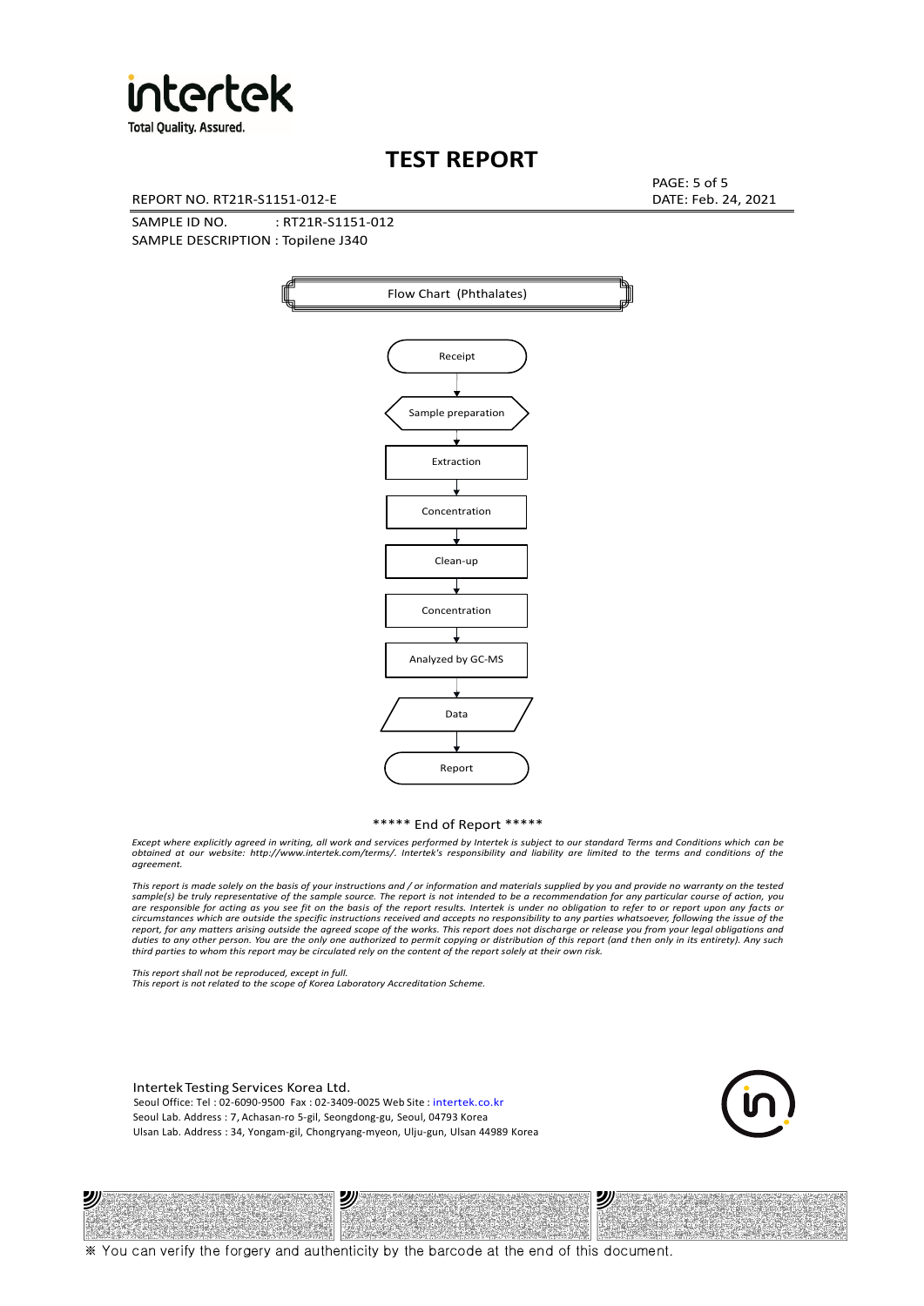# TEST REPORT

REPORT NO. RT21R-S1151-012-E

DATE: Feb. 24, 2021

SAMPLE ID NO. : RT21R-S1151-012

SAMPLE DESCRIPTION : Topilene J340

## Flow Chart (Phthalates)

Receipt

Sample preparation

Extraction

Concentration

Clean-up

Concentration

Analyzed by GC-MS

Data

Report

***** End of Report *****

*Except where explicitly agreed in writing, all work and services performed by Intertek is subject to our standard Terms and Conditions which can be obtained at our website: http://www.intertek.com/terms/. Intertek's responsibility and liability are limited to the terms and conditions of the agreement.*

*This report is made solely on the basis of your instructions and / or information and materials supplied by you and provide no warranty on the tested sample(s) be truly representative of the sample source. The report is not intended to be a recommendation for any particular course of action, you are responsible for acting as you see fit on the basis of the report results. Intertek is under no obligation to refer to or report upon any facts or circumstances which are outside the specific instructions received and accepts no responsibility to any parties whatsoever, following the issue of the report, for any matters arising outside the agreed scope of the works. This report does not discharge or release you from your legal obligations and duties to any other person. You are the only one authorized to permit copying or distribution of this report (and then only in its entirety). Any such third parties to whom this report may be circulated rely on the content of the report solely at their own risk.*

*This report shall not be reproduced, except in full.*
*This report is not related to the scope of Korea Laboratory Accreditation Scheme.*

Intertek Testing Services Korea Ltd.
Seoul Office: Tel : 02-6090-9500 Fax : 02-3409-0025 Web Site : intertek.co.kr
Seoul Lab. Address : 7, Achasan-ro 5-gil, Seongdong-gu, Seoul, 04793 Korea
Ulsan Lab. Address : 34, Yongam-gil, Chongryang-myeon, Ulju-gun, Ulsan 44989 Korea

※ You can verify the forgery and authenticity by the barcode at the end of this document.